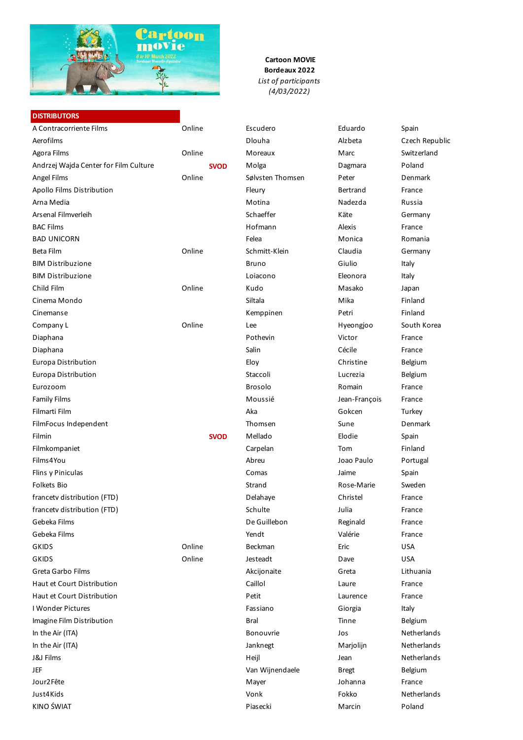**Cartoon MOVIE**
**Bordeaux 2022**
*List of participants*
*(4/03/2022)*

| DISTRIBUTORS | | | | | |
|---|---|---|---|---|---|
| A Contracorriente Films | Online | Escudero | Eduardo | Spain |
| Aerofilms | | Dlouha | Alzbeta | Czech Republic |
| Agora Films | Online | Moreaux | Marc | Switzerland |
| Andrzej Wajda Center for Film Culture | SVOD | Molga | Dagmara | Poland |
| Angel Films | Online | Sølvsten Thomsen | Peter | Denmark |
| Apollo Films Distribution | | Fleury | Bertrand | France |
| Arna Media | | Motina | Nadezda | Russia |
| Arsenal Filmverleih | | Schaeffer | Käte | Germany |
| BAC Films | | Hofmann | Alexis | France |
| BAD UNICORN | | Felea | Monica | Romania |
| Beta Film | Online | Schmitt-Klein | Claudia | Germany |
| BIM Distribuzione | | Bruno | Giulio | Italy |
| BIM Distribuzione | | Loiacono | Eleonora | Italy |
| Child Film | Online | Kudo | Masako | Japan |
| Cinema Mondo | | Siltala | Mika | Finland |
| Cinemanse | | Kemppinen | Petri | Finland |
| Company L | Online | Lee | Hyeongjoo | South Korea |
| Diaphana | | Pothevin | Victor | France |
| Diaphana | | Salin | Cécile | France |
| Europa Distribution | | Eloy | Christine | Belgium |
| Europa Distribution | | Staccoli | Lucrezia | Belgium |
| Eurozoom | | Brosolo | Romain | France |
| Family Films | | Moussié | Jean-François | France |
| Filmarti Film | | Aka | Gokcen | Turkey |
| FilmFocus Independent | | Thomsen | Sune | Denmark |
| Filmin | SVOD | Mellado | Elodie | Spain |
| Filmkompaniet | | Carpelan | Tom | Finland |
| Films4You | | Abreu | Joao Paulo | Portugal |
| Flins y Piniculas | | Comas | Jaime | Spain |
| Folkets Bio | | Strand | Rose-Marie | Sweden |
| francetv distribution (FTD) | | Delahaye | Christel | France |
| francetv distribution (FTD) | | Schulte | Julia | France |
| Gebeka Films | | De Guillebon | Reginald | France |
| Gebeka Films | | Yendt | Valérie | France |
| GKIDS | Online | Beckman | Eric | USA |
| GKIDS | Online | Jesteadt | Dave | USA |
| Greta Garbo Films | | Akcijonaite | Greta | Lithuania |
| Haut et Court Distribution | | Caillol | Laure | France |
| Haut et Court Distribution | | Petit | Laurence | France |
| I Wonder Pictures | | Fassiano | Giorgia | Italy |
| Imagine Film Distribution | | Bral | Tinne | Belgium |
| In the Air (ITA) | | Bonouvrie | Jos | Netherlands |
| In the Air (ITA) | | Janknegt | Marjolijn | Netherlands |
| J&J Films | | Heijl | Jean | Netherlands |
| JEF | | Van Wijnendaele | Bregt | Belgium |
| Jour2Fête | | Mayer | Johanna | France |
| Just4Kids | | Vonk | Fokko | Netherlands |
| KINO ŚWIAT | | Piasecki | Marcin | Poland |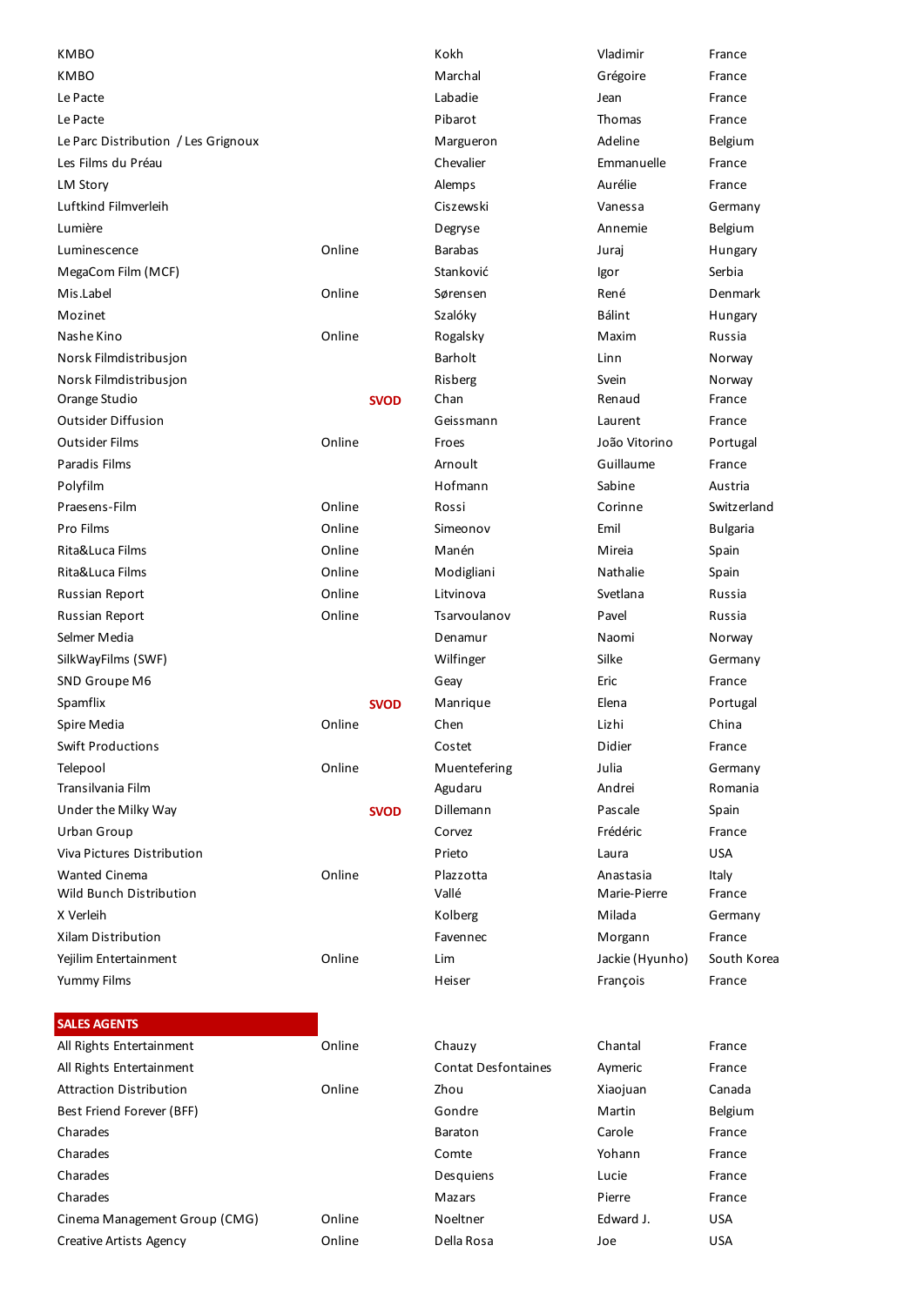| | | | | |
|---|---|---|---|---|
| KMBO | | Kokh | Vladimir | France |
| KMBO | | Marchal | Grégoire | France |
| Le Pacte | | Labadie | Jean | France |
| Le Pacte | | Pibarot | Thomas | France |
| Le Parc Distribution / Les Grignoux | | Margueron | Adeline | Belgium |
| Les Films du Préau | | Chevalier | Emmanuelle | France |
| LM Story | | Alemps | Aurélie | France |
| Luftkind Filmverleih | | Ciszewski | Vanessa | Germany |
| Lumière | | Degryse | Annemie | Belgium |
| Luminescence | Online | Barabas | Juraj | Hungary |
| MegaCom Film (MCF) | | Stanković | Igor | Serbia |
| Mis.Label | Online | Sørensen | René | Denmark |
| Mozinet | | Szalóky | Bálint | Hungary |
| Nashe Kino | Online | Rogalsky | Maxim | Russia |
| Norsk Filmdistribusjon | | Barholt | Linn | Norway |
| Norsk Filmdistribusjon | | Risberg | Svein | Norway |
| Orange Studio | **SVOD** | Chan | Renaud | France |
| Outsider Diffusion | | Geissmann | Laurent | France |
| Outsider Films | Online | Froes | João Vitorino | Portugal |
| Paradis Films | | Arnoult | Guillaume | France |
| Polyfilm | | Hofmann | Sabine | Austria |
| Praesens-Film | Online | Rossi | Corinne | Switzerland |
| Pro Films | Online | Simeonov | Emil | Bulgaria |
| Rita&Luca Films | Online | Manén | Mireia | Spain |
| Rita&Luca Films | Online | Modigliani | Nathalie | Spain |
| Russian Report | Online | Litvinova | Svetlana | Russia |
| Russian Report | Online | Tsarvoulanov | Pavel | Russia |
| Selmer Media | | Denamur | Naomi | Norway |
| SilkWayFilms (SWF) | | Wilfinger | Silke | Germany |
| SND Groupe M6 | | Geay | Eric | France |
| Spamflix | **SVOD** | Manrique | Elena | Portugal |
| Spire Media | Online | Chen | Lizhi | China |
| Swift Productions | | Costet | Didier | France |
| Telepool | Online | Muentefering | Julia | Germany |
| Transilvania Film | | Agudaru | Andrei | Romania |
| Under the Milky Way | **SVOD** | Dillemann | Pascale | Spain |
| Urban Group | | Corvez | Frédéric | France |
| Viva Pictures Distribution | | Prieto | Laura | USA |
| Wanted Cinema | Online | Plazzotta | Anastasia | Italy |
| Wild Bunch Distribution | | Vallé | Marie-Pierre | France |
| X Verleih | | Kolberg | Milada | Germany |
| Xilam Distribution | | Favennec | Morgann | France |
| Yejilim Entertainment | Online | Lim | Jackie (Hyunho) | South Korea |
| Yummy Films | | Heiser | François | France |

## SALES AGENTS

| | | | | |
|---|---|---|---|---|
| All Rights Entertainment | Online | Chauzy | Chantal | France |
| All Rights Entertainment | | Contat Desfontaines | Aymeric | France |
| Attraction Distribution | Online | Zhou | Xiaojuan | Canada |
| Best Friend Forever (BFF) | | Gondre | Martin | Belgium |
| Charades | | Baraton | Carole | France |
| Charades | | Comte | Yohann | France |
| Charades | | Desquiens | Lucie | France |
| Charades | | Mazars | Pierre | France |
| Cinema Management Group (CMG) | Online | Noeltner | Edward J. | USA |
| Creative Artists Agency | Online | Della Rosa | Joe | USA |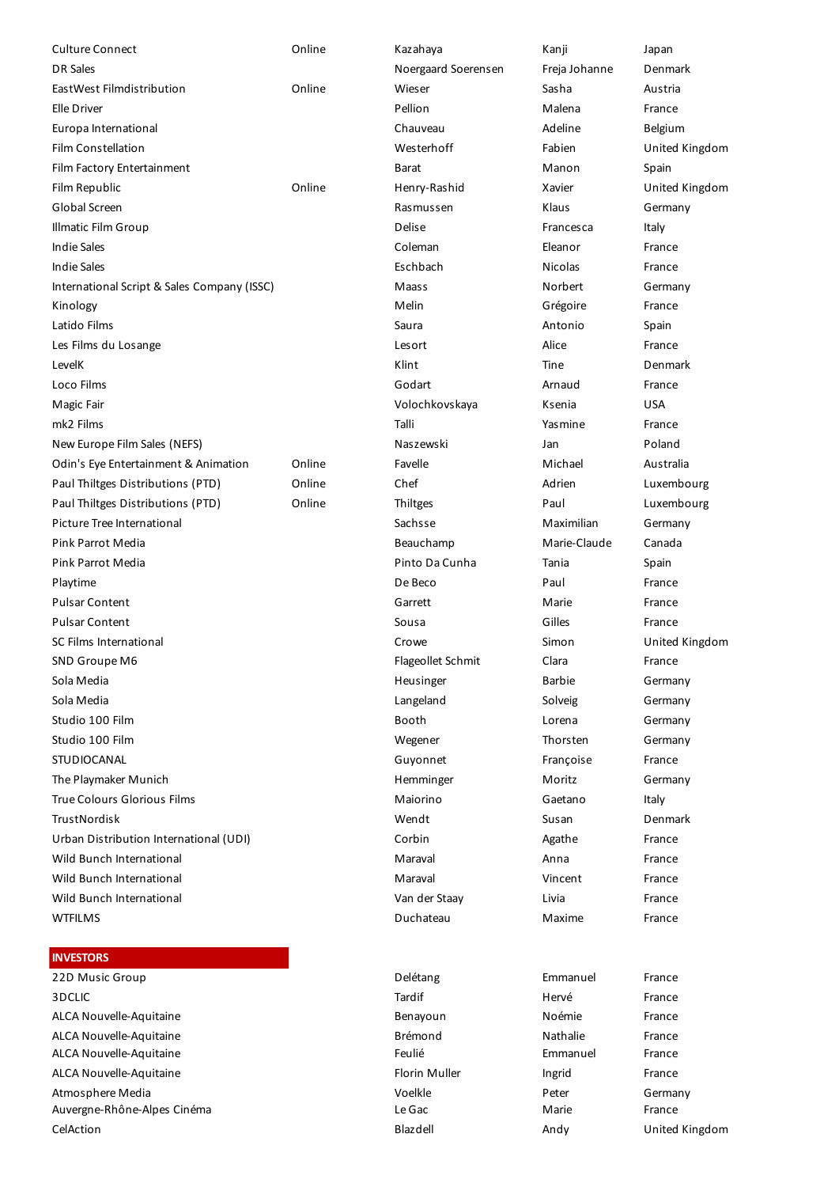| | | | | |
|---|---|---|---|---|
| Culture Connect | Online | Kazahaya | Kanji | Japan |
| DR Sales | | Noergaard Soerensen | Freja Johanne | Denmark |
| EastWest Filmdistribution | Online | Wieser | Sasha | Austria |
| Elle Driver | | Pellion | Malena | France |
| Europa International | | Chauveau | Adeline | Belgium |
| Film Constellation | | Westerhoff | Fabien | United Kingdom |
| Film Factory Entertainment | | Barat | Manon | Spain |
| Film Republic | Online | Henry-Rashid | Xavier | United Kingdom |
| Global Screen | | Rasmussen | Klaus | Germany |
| Illmatic Film Group | | Delise | Francesca | Italy |
| Indie Sales | | Coleman | Eleanor | France |
| Indie Sales | | Eschbach | Nicolas | France |
| International Script & Sales Company (ISSC) | | Maass | Norbert | Germany |
| Kinology | | Melin | Grégoire | France |
| Latido Films | | Saura | Antonio | Spain |
| Les Films du Losange | | Lesort | Alice | France |
| LevelK | | Klint | Tine | Denmark |
| Loco Films | | Godart | Arnaud | France |
| Magic Fair | | Volochkovskaya | Ksenia | USA |
| mk2 Films | | Talli | Yasmine | France |
| New Europe Film Sales (NEFS) | | Naszewski | Jan | Poland |
| Odin's Eye Entertainment & Animation | Online | Favelle | Michael | Australia |
| Paul Thiltges Distributions (PTD) | Online | Chef | Adrien | Luxembourg |
| Paul Thiltges Distributions (PTD) | Online | Thiltges | Paul | Luxembourg |
| Picture Tree International | | Sachsse | Maximilian | Germany |
| Pink Parrot Media | | Beauchamp | Marie-Claude | Canada |
| Pink Parrot Media | | Pinto Da Cunha | Tania | Spain |
| Playtime | | De Beco | Paul | France |
| Pulsar Content | | Garrett | Marie | France |
| Pulsar Content | | Sousa | Gilles | France |
| SC Films International | | Crowe | Simon | United Kingdom |
| SND Groupe M6 | | Flageollet Schmit | Clara | France |
| Sola Media | | Heusinger | Barbie | Germany |
| Sola Media | | Langeland | Solveig | Germany |
| Studio 100 Film | | Booth | Lorena | Germany |
| Studio 100 Film | | Wegener | Thorsten | Germany |
| STUDIOCANAL | | Guyonnet | Françoise | France |
| The Playmaker Munich | | Hemminger | Moritz | Germany |
| True Colours Glorious Films | | Maiorino | Gaetano | Italy |
| TrustNordisk | | Wendt | Susan | Denmark |
| Urban Distribution International (UDI) | | Corbin | Agathe | France |
| Wild Bunch International | | Maraval | Anna | France |
| Wild Bunch International | | Maraval | Vincent | France |
| Wild Bunch International | | Van der Staay | Livia | France |
| WTFILMS | | Duchateau | Maxime | France |

**INVESTORS**

| | | | | |
|---|---|---|---|---|
| 22D Music Group | | Delétang | Emmanuel | France |
| 3DCLIC | | Tardif | Hervé | France |
| ALCA Nouvelle-Aquitaine | | Benayoun | Noémie | France |
| ALCA Nouvelle-Aquitaine | | Brémond | Nathalie | France |
| ALCA Nouvelle-Aquitaine | | Feulié | Emmanuel | France |
| ALCA Nouvelle-Aquitaine | | Florin Muller | Ingrid | France |
| Atmosphere Media | | Voelkle | Peter | Germany |
| Auvergne-Rhône-Alpes Cinéma | | Le Gac | Marie | France |
| CelAction | | Blazdell | Andy | United Kingdom |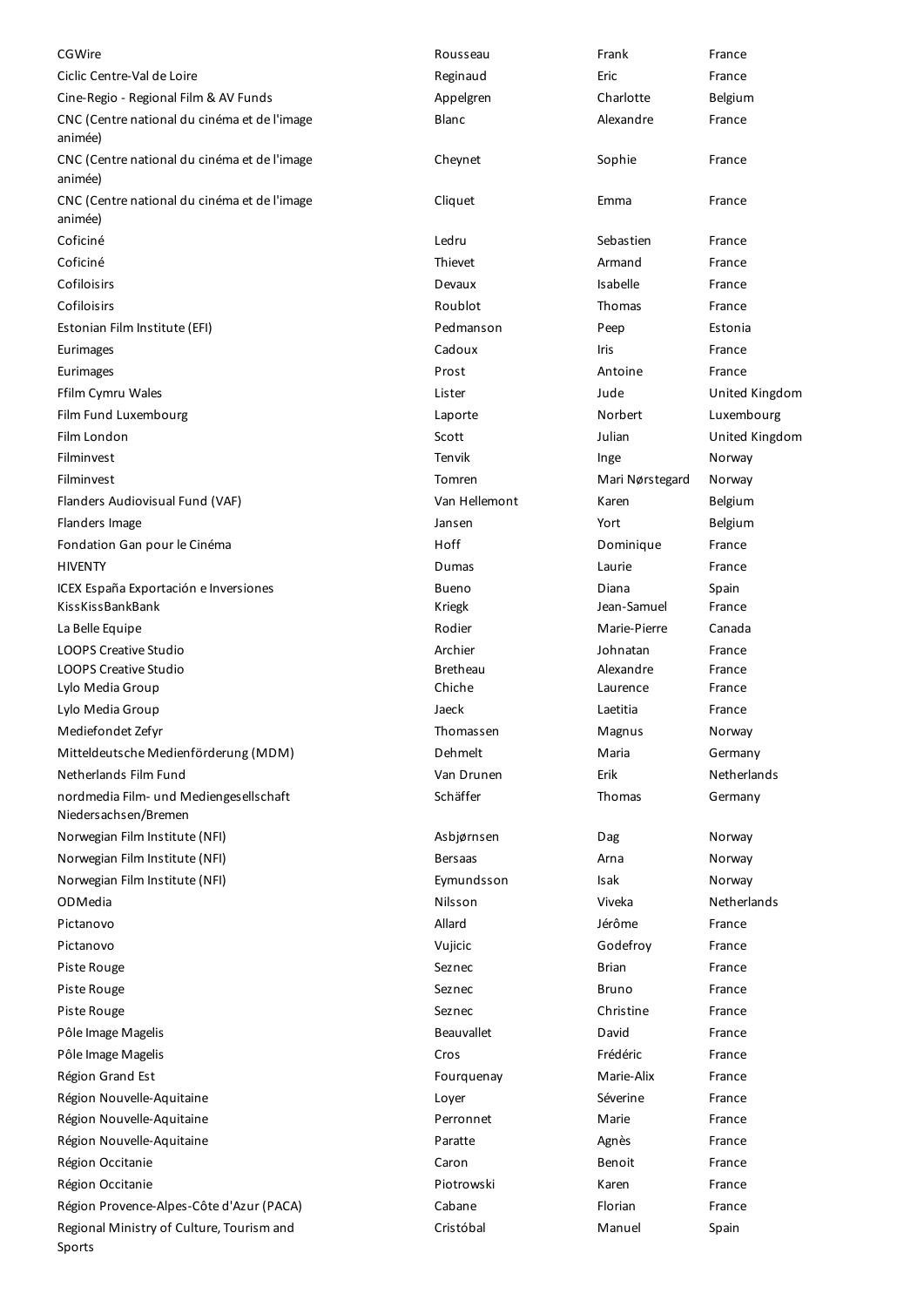| | | | |
|---|---|---|---|
| CGWire | Rousseau | Frank | France |
| Ciclic Centre-Val de Loire | Reginaud | Eric | France |
| Cine-Regio - Regional Film & AV Funds | Appelgren | Charlotte | Belgium |
| CNC (Centre national du cinéma et de l'image animée) | Blanc | Alexandre | France |
| CNC (Centre national du cinéma et de l'image animée) | Cheynet | Sophie | France |
| CNC (Centre national du cinéma et de l'image animée) | Cliquet | Emma | France |
| Coficiné | Ledru | Sebastien | France |
| Coficiné | Thievet | Armand | France |
| Cofiloisirs | Devaux | Isabelle | France |
| Cofiloisirs | Roublot | Thomas | France |
| Estonian Film Institute (EFI) | Pedmanson | Peep | Estonia |
| Eurimages | Cadoux | Iris | France |
| Eurimages | Prost | Antoine | France |
| Ffilm Cymru Wales | Lister | Jude | United Kingdom |
| Film Fund Luxembourg | Laporte | Norbert | Luxembourg |
| Film London | Scott | Julian | United Kingdom |
| Filminvest | Tenvik | Inge | Norway |
| Filminvest | Tomren | Mari Nørstegard | Norway |
| Flanders Audiovisual Fund (VAF) | Van Hellemont | Karen | Belgium |
| Flanders Image | Jansen | Yort | Belgium |
| Fondation Gan pour le Cinéma | Hoff | Dominique | France |
| HIVENTY | Dumas | Laurie | France |
| ICEX España Exportación e Inversiones | Bueno | Diana | Spain |
| KissKissBankBank | Kriegk | Jean-Samuel | France |
| La Belle Equipe | Rodier | Marie-Pierre | Canada |
| LOOPS Creative Studio | Archier | Johnatan | France |
| LOOPS Creative Studio | Bretheau | Alexandre | France |
| Lylo Media Group | Chiche | Laurence | France |
| Lylo Media Group | Jaeck | Laetitia | France |
| Mediefondet Zefyr | Thomassen | Magnus | Norway |
| Mitteldeutsche Medienförderung (MDM) | Dehmelt | Maria | Germany |
| Netherlands Film Fund | Van Drunen | Erik | Netherlands |
| nordmedia Film- und Mediengesellschaft Niedersachsen/Bremen | Schäffer | Thomas | Germany |
| Norwegian Film Institute (NFI) | Asbjørnsen | Dag | Norway |
| Norwegian Film Institute (NFI) | Bersaas | Arna | Norway |
| Norwegian Film Institute (NFI) | Eymundsson | Isak | Norway |
| ODMedia | Nilsson | Viveka | Netherlands |
| Pictanovo | Allard | Jérôme | France |
| Pictanovo | Vujicic | Godefroy | France |
| Piste Rouge | Seznec | Brian | France |
| Piste Rouge | Seznec | Bruno | France |
| Piste Rouge | Seznec | Christine | France |
| Pôle Image Magelis | Beauvallet | David | France |
| Pôle Image Magelis | Cros | Frédéric | France |
| Région Grand Est | Fourquenay | Marie-Alix | France |
| Région Nouvelle-Aquitaine | Loyer | Séverine | France |
| Région Nouvelle-Aquitaine | Perronnet | Marie | France |
| Région Nouvelle-Aquitaine | Paratte | Agnès | France |
| Région Occitanie | Caron | Benoit | France |
| Région Occitanie | Piotrowski | Karen | France |
| Région Provence-Alpes-Côte d'Azur (PACA) | Cabane | Florian | France |
| Regional Ministry of Culture, Tourism and Sports | Cristóbal | Manuel | Spain |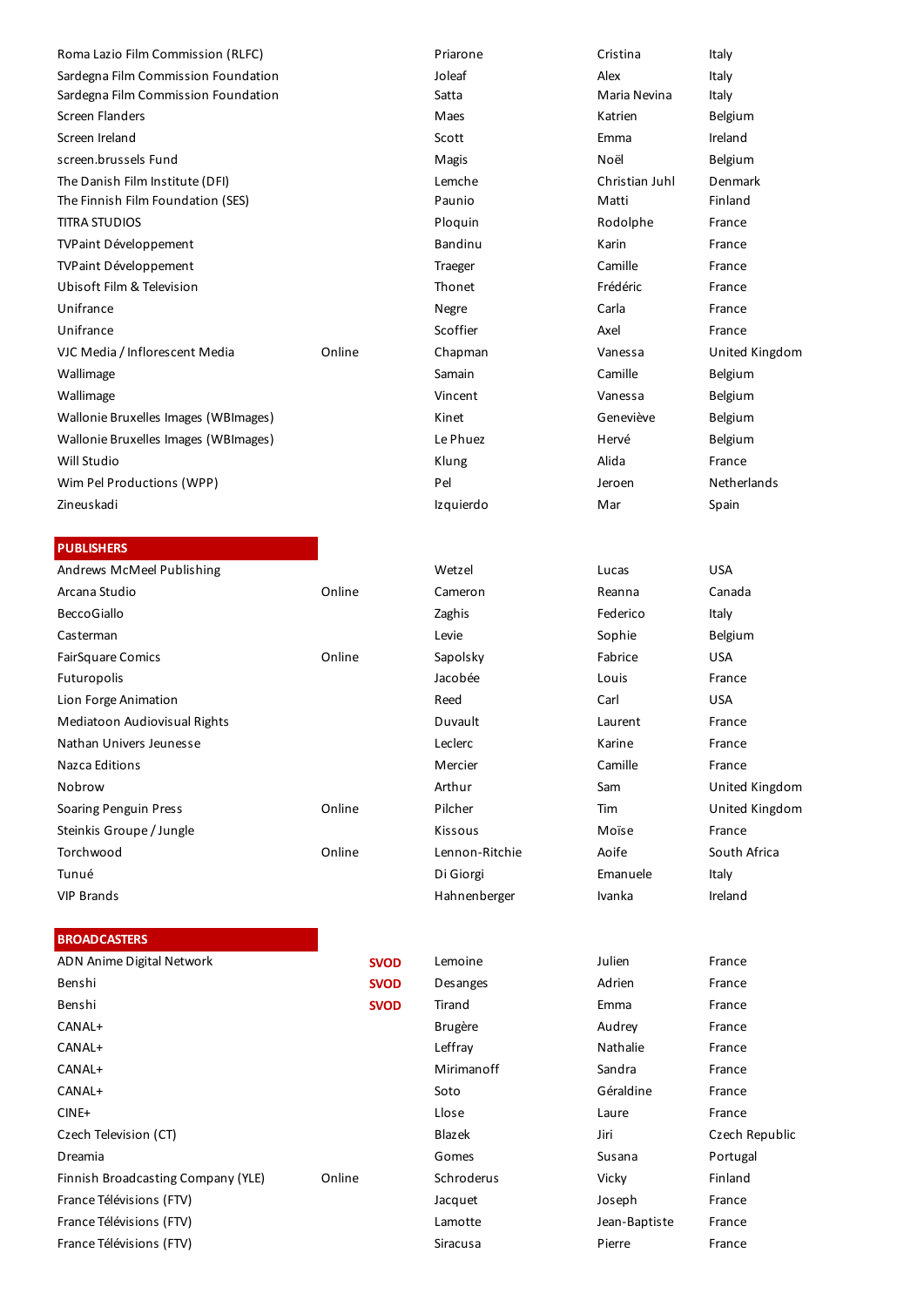| | | | | |
|---|---|---|---|---|
| Roma Lazio Film Commission (RLFC) | | Priarone | Cristina | Italy |
| Sardegna Film Commission Foundation | | Joleaf | Alex | Italy |
| Sardegna Film Commission Foundation | | Satta | Maria Nevina | Italy |
| Screen Flanders | | Maes | Katrien | Belgium |
| Screen Ireland | | Scott | Emma | Ireland |
| screen.brussels Fund | | Magis | Noël | Belgium |
| The Danish Film Institute (DFI) | | Lemche | Christian Juhl | Denmark |
| The Finnish Film Foundation (SES) | | Paunio | Matti | Finland |
| TITRA STUDIOS | | Ploquin | Rodolphe | France |
| TVPaint Développement | | Bandinu | Karin | France |
| TVPaint Développement | | Traeger | Camille | France |
| Ubisoft Film & Television | | Thonet | Frédéric | France |
| Unifrance | | Negre | Carla | France |
| Unifrance | | Scoffier | Axel | France |
| VJC Media / Inflorescent Media | Online | Chapman | Vanessa | United Kingdom |
| Wallimage | | Samain | Camille | Belgium |
| Wallimage | | Vincent | Vanessa | Belgium |
| Wallonie Bruxelles Images (WBImages) | | Kinet | Geneviève | Belgium |
| Wallonie Bruxelles Images (WBImages) | | Le Phuez | Hervé | Belgium |
| Will Studio | | Klung | Alida | France |
| Wim Pel Productions (WPP) | | Pel | Jeroen | Netherlands |
| Zineuskadi | | Izquierdo | Mar | Spain |

## PUBLISHERS

| | | | | |
|---|---|---|---|---|
| Andrews McMeel Publishing | | Wetzel | Lucas | USA |
| Arcana Studio | Online | Cameron | Reanna | Canada |
| BeccoGiallo | | Zaghis | Federico | Italy |
| Casterman | | Levie | Sophie | Belgium |
| FairSquare Comics | Online | Sapolsky | Fabrice | USA |
| Futuropolis | | Jacobée | Louis | France |
| Lion Forge Animation | | Reed | Carl | USA |
| Mediatoon Audiovisual Rights | | Duvault | Laurent | France |
| Nathan Univers Jeunesse | | Leclerc | Karine | France |
| Nazca Editions | | Mercier | Camille | France |
| Nobrow | | Arthur | Sam | United Kingdom |
| Soaring Penguin Press | Online | Pilcher | Tim | United Kingdom |
| Steinkis Groupe / Jungle | | Kissous | Moïse | France |
| Torchwood | Online | Lennon-Ritchie | Aoife | South Africa |
| Tunué | | Di Giorgi | Emanuele | Italy |
| VIP Brands | | Hahnenberger | Ivanka | Ireland |

## BROADCASTERS

| | | | | |
|---|---|---|---|---|
| ADN Anime Digital Network | **SVOD** | Lemoine | Julien | France |
| Benshi | **SVOD** | Desanges | Adrien | France |
| Benshi | **SVOD** | Tirand | Emma | France |
| CANAL+ | | Brugère | Audrey | France |
| CANAL+ | | Leffray | Nathalie | France |
| CANAL+ | | Mirimanoff | Sandra | France |
| CANAL+ | | Soto | Géraldine | France |
| CINE+ | | Llose | Laure | France |
| Czech Television (CT) | | Blazek | Jiri | Czech Republic |
| Dreamia | | Gomes | Susana | Portugal |
| Finnish Broadcasting Company (YLE) | Online | Schroderus | Vicky | Finland |
| France Télévisions (FTV) | | Jacquet | Joseph | France |
| France Télévisions (FTV) | | Lamotte | Jean-Baptiste | France |
| France Télévisions (FTV) | | Siracusa | Pierre | France |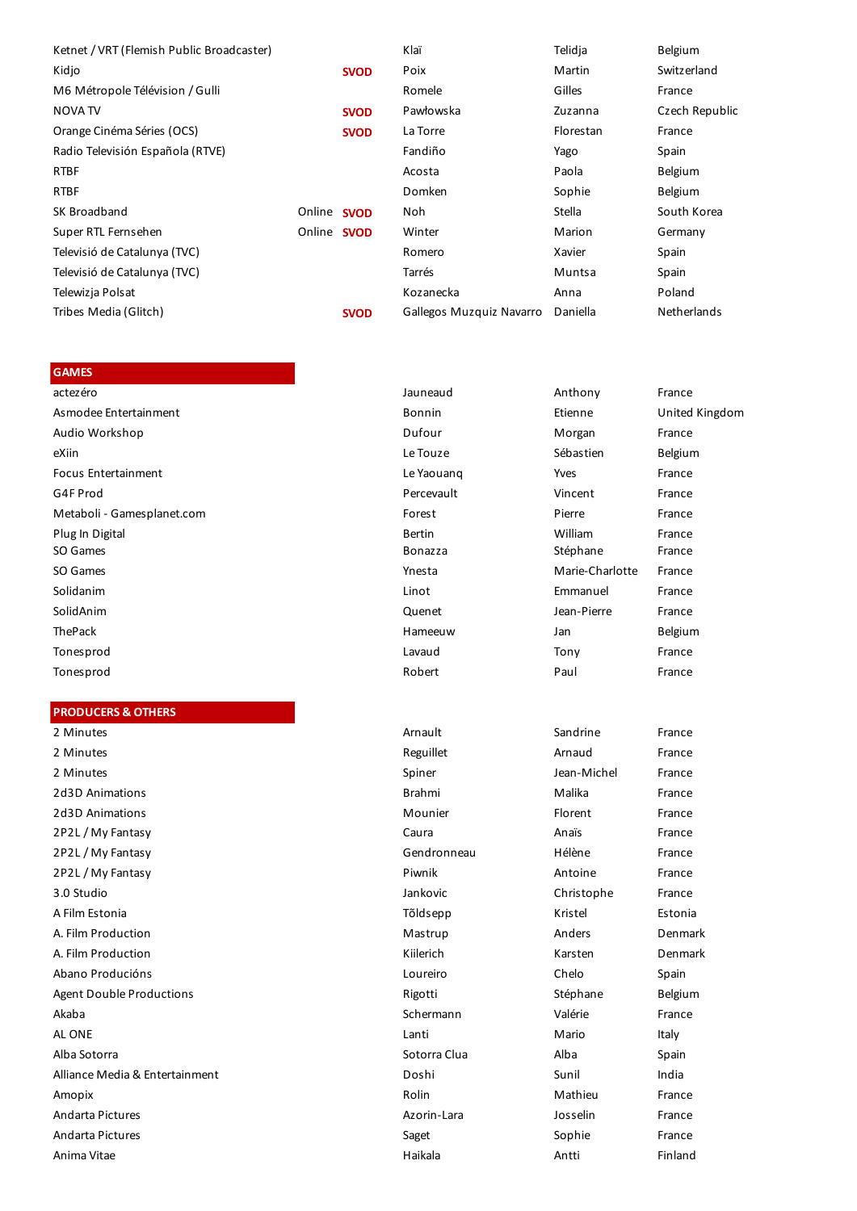| | | | | | |
|---|---|---|---|---|---|
| Ketnet / VRT (Flemish Public Broadcaster) | | | Klaï | Telidja | Belgium |
| Kidjo | | SVOD | Poix | Martin | Switzerland |
| M6 Métropole Télévision / Gulli | | | Romele | Gilles | France |
| NOVA TV | | SVOD | Pawłowska | Zuzanna | Czech Republic |
| Orange Cinéma Séries (OCS) | | SVOD | La Torre | Florestan | France |
| Radio Televisión Española (RTVE) | | | Fandiño | Yago | Spain |
| RTBF | | | Acosta | Paola | Belgium |
| RTBF | | | Domken | Sophie | Belgium |
| SK Broadband | Online | SVOD | Noh | Stella | South Korea |
| Super RTL Fernsehen | Online | SVOD | Winter | Marion | Germany |
| Televisió de Catalunya (TVC) | | | Romero | Xavier | Spain |
| Televisió de Catalunya (TVC) | | | Tarrés | Muntsa | Spain |
| Telewizja Polsat | | | Kozanecka | Anna | Poland |
| Tribes Media (Glitch) | | SVOD | Gallegos Muzquiz Navarro | Daniella | Netherlands |

## GAMES

| | | | |
|---|---|---|---|
| actezéro | Jauneaud | Anthony | France |
| Asmodee Entertainment | Bonnin | Etienne | United Kingdom |
| Audio Workshop | Dufour | Morgan | France |
| eXiin | Le Touze | Sébastien | Belgium |
| Focus Entertainment | Le Yaouanq | Yves | France |
| G4F Prod | Percevault | Vincent | France |
| Metaboli - Gamesplanet.com | Forest | Pierre | France |
| Plug In Digital | Bertin | William | France |
| SO Games | Bonazza | Stéphane | France |
| SO Games | Ynesta | Marie-Charlotte | France |
| Solidanim | Linot | Emmanuel | France |
| SolidAnim | Quenet | Jean-Pierre | France |
| ThePack | Hameeuw | Jan | Belgium |
| Tonesprod | Lavaud | Tony | France |
| Tonesprod | Robert | Paul | France |

## PRODUCERS & OTHERS

| | | | |
|---|---|---|---|
| 2 Minutes | Arnault | Sandrine | France |
| 2 Minutes | Reguillet | Arnaud | France |
| 2 Minutes | Spiner | Jean-Michel | France |
| 2d3D Animations | Brahmi | Malika | France |
| 2d3D Animations | Mounier | Florent | France |
| 2P2L / My Fantasy | Caura | Anaïs | France |
| 2P2L / My Fantasy | Gendronneau | Hélène | France |
| 2P2L / My Fantasy | Piwnik | Antoine | France |
| 3.0 Studio | Jankovic | Christophe | France |
| A Film Estonia | Tõldsepp | Kristel | Estonia |
| A. Film Production | Mastrup | Anders | Denmark |
| A. Film Production | Kiilerich | Karsten | Denmark |
| Abano Producións | Loureiro | Chelo | Spain |
| Agent Double Productions | Rigotti | Stéphane | Belgium |
| Akaba | Schermann | Valérie | France |
| AL ONE | Lanti | Mario | Italy |
| Alba Sotorra | Sotorra Clua | Alba | Spain |
| Alliance Media & Entertainment | Doshi | Sunil | India |
| Amopix | Rolin | Mathieu | France |
| Andarta Pictures | Azorin-Lara | Josselin | France |
| Andarta Pictures | Saget | Sophie | France |
| Anima Vitae | Haikala | Antti | Finland |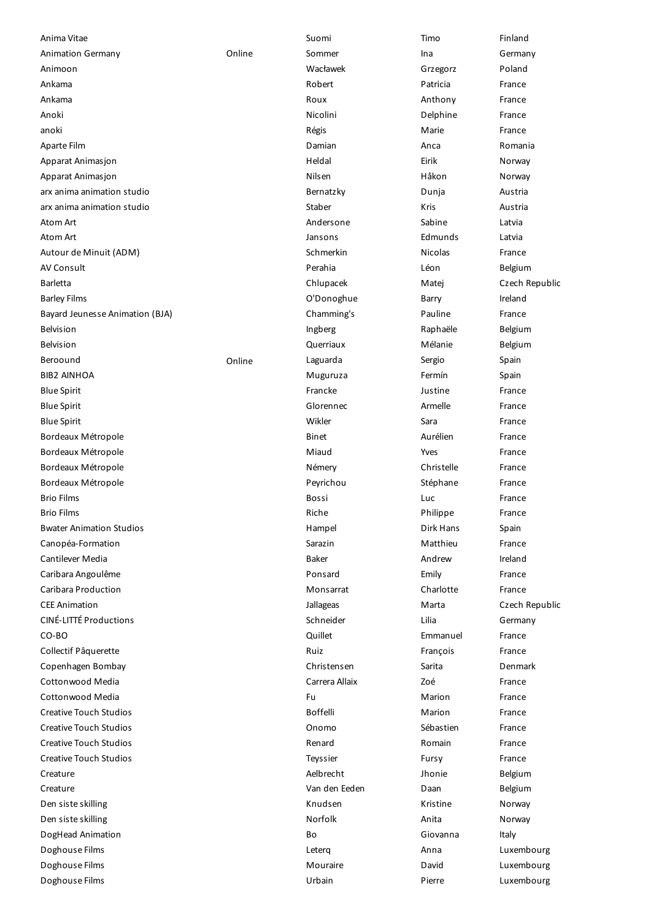| | | | | |
|---|---|---|---|---|
| Anima Vitae | | Suomi | Timo | Finland |
| Animation Germany | Online | Sommer | Ina | Germany |
| Animoon | | Wacławek | Grzegorz | Poland |
| Ankama | | Robert | Patricia | France |
| Ankama | | Roux | Anthony | France |
| Anoki | | Nicolini | Delphine | France |
| anoki | | Régis | Marie | France |
| Aparte Film | | Damian | Anca | Romania |
| Apparat Animasjon | | Heldal | Eirik | Norway |
| Apparat Animasjon | | Nilsen | Håkon | Norway |
| arx anima animation studio | | Bernatzky | Dunja | Austria |
| arx anima animation studio | | Staber | Kris | Austria |
| Atom Art | | Andersone | Sabine | Latvia |
| Atom Art | | Jansons | Edmunds | Latvia |
| Autour de Minuit (ADM) | | Schmerkin | Nicolas | France |
| AV Consult | | Perahia | Léon | Belgium |
| Barletta | | Chlupacek | Matej | Czech Republic |
| Barley Films | | O'Donoghue | Barry | Ireland |
| Bayard Jeunesse Animation (BJA) | | Chamming's | Pauline | France |
| Belvision | | Ingberg | Raphaële | Belgium |
| Belvision | | Querriaux | Mélanie | Belgium |
| Beroound | Online | Laguarda | Sergio | Spain |
| BIB2 AINHOA | | Muguruza | Fermín | Spain |
| Blue Spirit | | Francke | Justine | France |
| Blue Spirit | | Glorennec | Armelle | France |
| Blue Spirit | | Wikler | Sara | France |
| Bordeaux Métropole | | Binet | Aurélien | France |
| Bordeaux Métropole | | Miaud | Yves | France |
| Bordeaux Métropole | | Némery | Christelle | France |
| Bordeaux Métropole | | Peyrichou | Stéphane | France |
| Brio Films | | Bossi | Luc | France |
| Brio Films | | Riche | Philippe | France |
| Bwater Animation Studios | | Hampel | Dirk Hans | Spain |
| Canopéa-Formation | | Sarazin | Matthieu | France |
| Cantilever Media | | Baker | Andrew | Ireland |
| Caribara Angoulême | | Ponsard | Emily | France |
| Caribara Production | | Monsarrat | Charlotte | France |
| CEE Animation | | Jallageas | Marta | Czech Republic |
| CINÉ-LITTÉ Productions | | Schneider | Lilia | Germany |
| CO-BO | | Quillet | Emmanuel | France |
| Collectif Pâquerette | | Ruiz | François | France |
| Copenhagen Bombay | | Christensen | Sarita | Denmark |
| Cottonwood Media | | Carrera Allaix | Zoé | France |
| Cottonwood Media | | Fu | Marion | France |
| Creative Touch Studios | | Boffelli | Marion | France |
| Creative Touch Studios | | Onomo | Sébastien | France |
| Creative Touch Studios | | Renard | Romain | France |
| Creative Touch Studios | | Teyssier | Fursy | France |
| Creature | | Aelbrecht | Jhonie | Belgium |
| Creature | | Van den Eeden | Daan | Belgium |
| Den siste skilling | | Knudsen | Kristine | Norway |
| Den siste skilling | | Norfolk | Anita | Norway |
| DogHead Animation | | Bo | Giovanna | Italy |
| Doghouse Films | | Leterq | Anna | Luxembourg |
| Doghouse Films | | Mouraire | David | Luxembourg |
| Doghouse Films | | Urbain | Pierre | Luxembourg |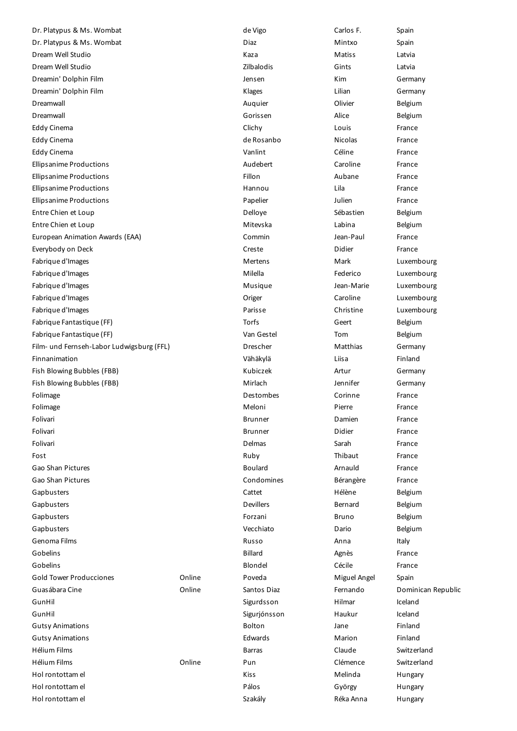| | | | | |
|---|---|---|---|---|
| Dr. Platypus & Ms. Wombat | | de Vigo | Carlos F. | Spain |
| Dr. Platypus & Ms. Wombat | | Diaz | Mintxo | Spain |
| Dream Well Studio | | Kaza | Matiss | Latvia |
| Dream Well Studio | | Zilbalodis | Gints | Latvia |
| Dreamin' Dolphin Film | | Jensen | Kim | Germany |
| Dreamin' Dolphin Film | | Klages | Lilian | Germany |
| Dreamwall | | Auquier | Olivier | Belgium |
| Dreamwall | | Gorissen | Alice | Belgium |
| Eddy Cinema | | Clichy | Louis | France |
| Eddy Cinema | | de Rosanbo | Nicolas | France |
| Eddy Cinema | | Vanlint | Céline | France |
| Ellipsanime Productions | | Audebert | Caroline | France |
| Ellipsanime Productions | | Fillon | Aubane | France |
| Ellipsanime Productions | | Hannou | Lila | France |
| Ellipsanime Productions | | Papelier | Julien | France |
| Entre Chien et Loup | | Delloye | Sébastien | Belgium |
| Entre Chien et Loup | | Mitevska | Labina | Belgium |
| European Animation Awards (EAA) | | Commin | Jean-Paul | France |
| Everybody on Deck | | Creste | Didier | France |
| Fabrique d'Images | | Mertens | Mark | Luxembourg |
| Fabrique d'Images | | Milella | Federico | Luxembourg |
| Fabrique d'Images | | Musique | Jean-Marie | Luxembourg |
| Fabrique d'Images | | Origer | Caroline | Luxembourg |
| Fabrique d'Images | | Parisse | Christine | Luxembourg |
| Fabrique Fantastique (FF) | | Torfs | Geert | Belgium |
| Fabrique Fantastique (FF) | | Van Gestel | Tom | Belgium |
| Film- und Fernseh-Labor Ludwigsburg (FFL) | | Drescher | Matthias | Germany |
| Finnanimation | | Vähäkylä | Liisa | Finland |
| Fish Blowing Bubbles (FBB) | | Kubiczek | Artur | Germany |
| Fish Blowing Bubbles (FBB) | | Mirlach | Jennifer | Germany |
| Folimage | | Destombes | Corinne | France |
| Folimage | | Meloni | Pierre | France |
| Folivari | | Brunner | Damien | France |
| Folivari | | Brunner | Didier | France |
| Folivari | | Delmas | Sarah | France |
| Fost | | Ruby | Thibaut | France |
| Gao Shan Pictures | | Boulard | Arnauld | France |
| Gao Shan Pictures | | Condomines | Bérangère | France |
| Gapbusters | | Cattet | Hélène | Belgium |
| Gapbusters | | Devillers | Bernard | Belgium |
| Gapbusters | | Forzani | Bruno | Belgium |
| Gapbusters | | Vecchiato | Dario | Belgium |
| Genoma Films | | Russo | Anna | Italy |
| Gobelins | | Billard | Agnès | France |
| Gobelins | | Blondel | Cécile | France |
| Gold Tower Producciones | Online | Poveda | Miguel Angel | Spain |
| Guasábara Cine | Online | Santos Diaz | Fernando | Dominican Republic |
| GunHil | | Sigurdsson | Hilmar | Iceland |
| GunHil | | Sigurjónsson | Haukur | Iceland |
| Gutsy Animations | | Bolton | Jane | Finland |
| Gutsy Animations | | Edwards | Marion | Finland |
| Hélium Films | | Barras | Claude | Switzerland |
| Hélium Films | Online | Pun | Clémence | Switzerland |
| Hol rontottam el | | Kiss | Melinda | Hungary |
| Hol rontottam el | | Pálos | György | Hungary |
| Hol rontottam el | | Szakály | Réka Anna | Hungary |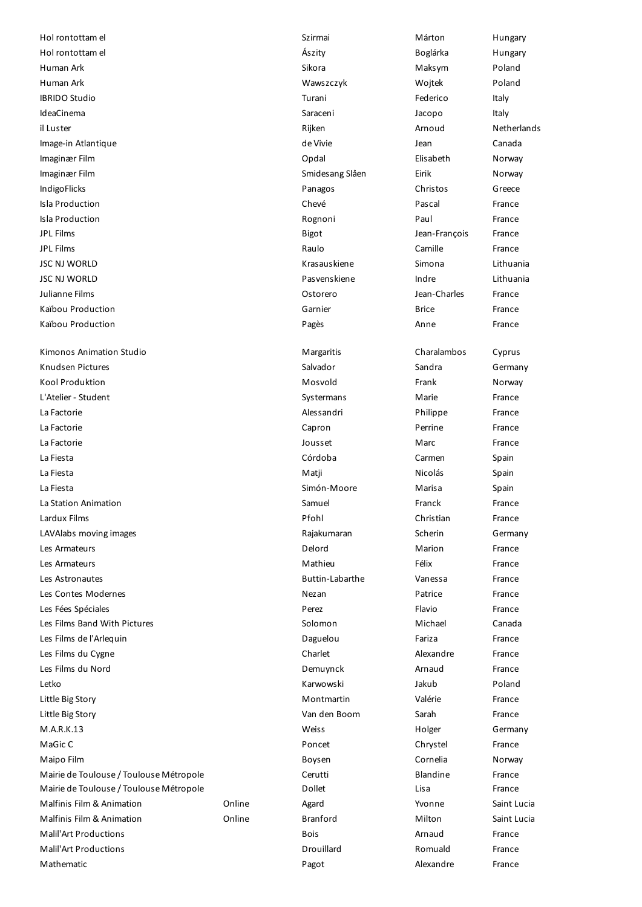| | | | | |
|---|---|---|---|---|
| Hol rontottam el | | Szirmai | Márton | Hungary |
| Hol rontottam el | | Ászity | Boglárka | Hungary |
| Human Ark | | Sikora | Maksym | Poland |
| Human Ark | | Wawszczyk | Wojtek | Poland |
| IBRIDO Studio | | Turani | Federico | Italy |
| IdeaCinema | | Saraceni | Jacopo | Italy |
| il Luster | | Rijken | Arnoud | Netherlands |
| Image-in Atlantique | | de Vivie | Jean | Canada |
| Imaginær Film | | Opdal | Elisabeth | Norway |
| Imaginær Film | | Smidesang Slåen | Eirik | Norway |
| IndigoFlicks | | Panagos | Christos | Greece |
| Isla Production | | Chevé | Pascal | France |
| Isla Production | | Rognoni | Paul | France |
| JPL Films | | Bigot | Jean-François | France |
| JPL Films | | Raulo | Camille | France |
| JSC NJ WORLD | | Krasauskiene | Simona | Lithuania |
| JSC NJ WORLD | | Pasvenskiene | Indre | Lithuania |
| Julianne Films | | Ostorero | Jean-Charles | France |
| Kaïbou Production | | Garnier | Brice | France |
| Kaïbou Production | | Pagès | Anne | France |
| Kimonos Animation Studio | | Margaritis | Charalambos | Cyprus |
| Knudsen Pictures | | Salvador | Sandra | Germany |
| Kool Produktion | | Mosvold | Frank | Norway |
| L'Atelier - Student | | Systermans | Marie | France |
| La Factorie | | Alessandri | Philippe | France |
| La Factorie | | Capron | Perrine | France |
| La Factorie | | Jousset | Marc | France |
| La Fiesta | | Córdoba | Carmen | Spain |
| La Fiesta | | Matji | Nicolás | Spain |
| La Fiesta | | Simón-Moore | Marisa | Spain |
| La Station Animation | | Samuel | Franck | France |
| Lardux Films | | Pfohl | Christian | France |
| LAVAlabs moving images | | Rajakumaran | Scherin | Germany |
| Les Armateurs | | Delord | Marion | France |
| Les Armateurs | | Mathieu | Félix | France |
| Les Astronautes | | Buttin-Labarthe | Vanessa | France |
| Les Contes Modernes | | Nezan | Patrice | France |
| Les Fées Spéciales | | Perez | Flavio | France |
| Les Films Band With Pictures | | Solomon | Michael | Canada |
| Les Films de l'Arlequin | | Daguelou | Fariza | France |
| Les Films du Cygne | | Charlet | Alexandre | France |
| Les Films du Nord | | Demuynck | Arnaud | France |
| Letko | | Karwowski | Jakub | Poland |
| Little Big Story | | Montmartin | Valérie | France |
| Little Big Story | | Van den Boom | Sarah | France |
| M.A.R.K.13 | | Weiss | Holger | Germany |
| MaGic C | | Poncet | Chrystel | France |
| Maipo Film | | Boysen | Cornelia | Norway |
| Mairie de Toulouse / Toulouse Métropole | | Cerutti | Blandine | France |
| Mairie de Toulouse / Toulouse Métropole | | Dollet | Lisa | France |
| Malfinis Film & Animation | Online | Agard | Yvonne | Saint Lucia |
| Malfinis Film & Animation | Online | Branford | Milton | Saint Lucia |
| Malil'Art Productions | | Bois | Arnaud | France |
| Malil'Art Productions | | Drouillard | Romuald | France |
| Mathematic | | Pagot | Alexandre | France |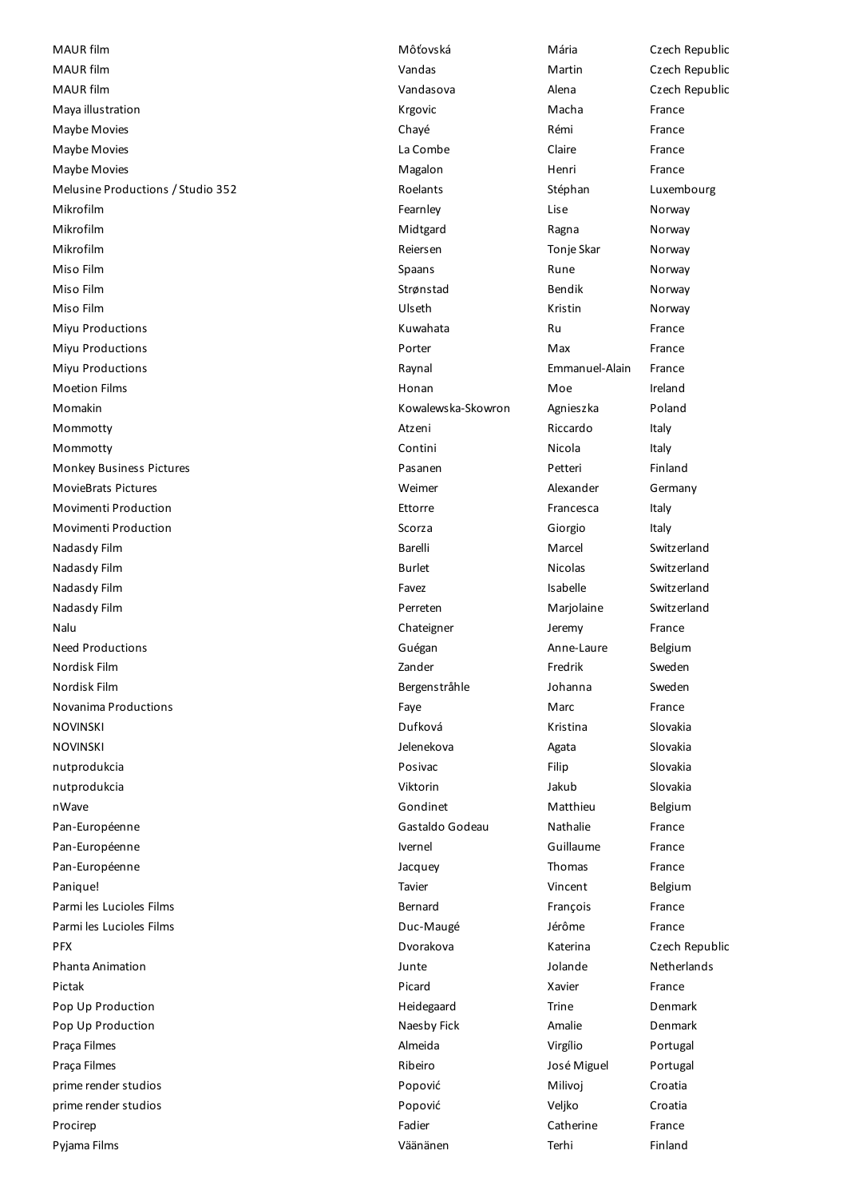| | | | |
|---|---|---|---|
| MAUR film | Môťovská | Mária | Czech Republic |
| MAUR film | Vandas | Martin | Czech Republic |
| MAUR film | Vandasova | Alena | Czech Republic |
| Maya illustration | Krgovic | Macha | France |
| Maybe Movies | Chayé | Rémi | France |
| Maybe Movies | La Combe | Claire | France |
| Maybe Movies | Magalon | Henri | France |
| Melusine Productions / Studio 352 | Roelants | Stéphan | Luxembourg |
| Mikrofilm | Fearnley | Lise | Norway |
| Mikrofilm | Midtgard | Ragna | Norway |
| Mikrofilm | Reiersen | Tonje Skar | Norway |
| Miso Film | Spaans | Rune | Norway |
| Miso Film | Strønstad | Bendik | Norway |
| Miso Film | Ulseth | Kristin | Norway |
| Miyu Productions | Kuwahata | Ru | France |
| Miyu Productions | Porter | Max | France |
| Miyu Productions | Raynal | Emmanuel-Alain | France |
| Moetion Films | Honan | Moe | Ireland |
| Momakin | Kowalewska-Skowron | Agnieszka | Poland |
| Mommotty | Atzeni | Riccardo | Italy |
| Mommotty | Contini | Nicola | Italy |
| Monkey Business Pictures | Pasanen | Petteri | Finland |
| MovieBrats Pictures | Weimer | Alexander | Germany |
| Movimenti Production | Ettorre | Francesca | Italy |
| Movimenti Production | Scorza | Giorgio | Italy |
| Nadasdy Film | Barelli | Marcel | Switzerland |
| Nadasdy Film | Burlet | Nicolas | Switzerland |
| Nadasdy Film | Favez | Isabelle | Switzerland |
| Nadasdy Film | Perreten | Marjolaine | Switzerland |
| Nalu | Chateigner | Jeremy | France |
| Need Productions | Guégan | Anne-Laure | Belgium |
| Nordisk Film | Zander | Fredrik | Sweden |
| Nordisk Film | Bergenstråhle | Johanna | Sweden |
| Novanima Productions | Faye | Marc | France |
| NOVINSKI | Dufková | Kristina | Slovakia |
| NOVINSKI | Jelenekova | Agata | Slovakia |
| nutprodukcia | Posivac | Filip | Slovakia |
| nutprodukcia | Viktorin | Jakub | Slovakia |
| nWave | Gondinet | Matthieu | Belgium |
| Pan-Européenne | Gastaldo Godeau | Nathalie | France |
| Pan-Européenne | Ivernel | Guillaume | France |
| Pan-Européenne | Jacquey | Thomas | France |
| Panique! | Tavier | Vincent | Belgium |
| Parmi les Lucioles Films | Bernard | François | France |
| Parmi les Lucioles Films | Duc-Maugé | Jérôme | France |
| PFX | Dvorakova | Katerina | Czech Republic |
| Phanta Animation | Junte | Jolande | Netherlands |
| Pictak | Picard | Xavier | France |
| Pop Up Production | Heidegaard | Trine | Denmark |
| Pop Up Production | Naesby Fick | Amalie | Denmark |
| Praça Filmes | Almeida | Virgílio | Portugal |
| Praça Filmes | Ribeiro | José Miguel | Portugal |
| prime render studios | Popović | Milivoj | Croatia |
| prime render studios | Popović | Veljko | Croatia |
| Procirep | Fadier | Catherine | France |
| Pyjama Films | Väänänen | Terhi | Finland |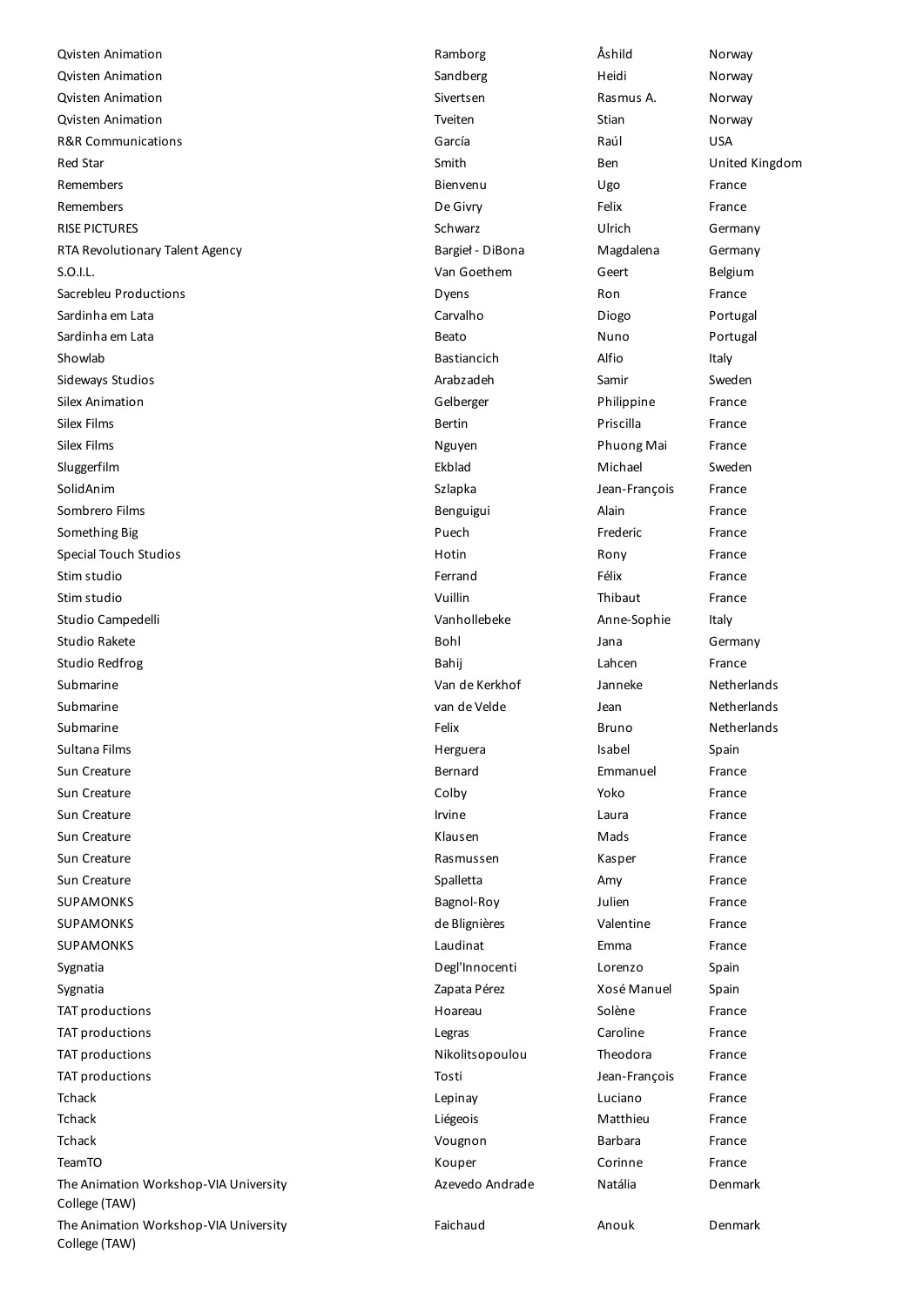| | | | |
|---|---|---|---|
| Qvisten Animation | Ramborg | Åshild | Norway |
| Qvisten Animation | Sandberg | Heidi | Norway |
| Qvisten Animation | Sivertsen | Rasmus A. | Norway |
| Qvisten Animation | Tveiten | Stian | Norway |
| R&R Communications | García | Raúl | USA |
| Red Star | Smith | Ben | United Kingdom |
| Remembers | Bienvenu | Ugo | France |
| Remembers | De Givry | Felix | France |
| RISE PICTURES | Schwarz | Ulrich | Germany |
| RTA Revolutionary Talent Agency | Bargieł - DiBona | Magdalena | Germany |
| S.O.I.L. | Van Goethem | Geert | Belgium |
| Sacrebleu Productions | Dyens | Ron | France |
| Sardinha em Lata | Carvalho | Diogo | Portugal |
| Sardinha em Lata | Beato | Nuno | Portugal |
| Showlab | Bastiancich | Alfio | Italy |
| Sideways Studios | Arabzadeh | Samir | Sweden |
| Silex Animation | Gelberger | Philippine | France |
| Silex Films | Bertin | Priscilla | France |
| Silex Films | Nguyen | Phuong Mai | France |
| Sluggerfilm | Ekblad | Michael | Sweden |
| SolidAnim | Szlapka | Jean-François | France |
| Sombrero Films | Benguigui | Alain | France |
| Something Big | Puech | Frederic | France |
| Special Touch Studios | Hotin | Rony | France |
| Stim studio | Ferrand | Félix | France |
| Stim studio | Vuillin | Thibaut | France |
| Studio Campedelli | Vanhollebeke | Anne-Sophie | Italy |
| Studio Rakete | Bohl | Jana | Germany |
| Studio Redfrog | Bahij | Lahcen | France |
| Submarine | Van de Kerkhof | Janneke | Netherlands |
| Submarine | van de Velde | Jean | Netherlands |
| Submarine | Felix | Bruno | Netherlands |
| Sultana Films | Herguera | Isabel | Spain |
| Sun Creature | Bernard | Emmanuel | France |
| Sun Creature | Colby | Yoko | France |
| Sun Creature | Irvine | Laura | France |
| Sun Creature | Klausen | Mads | France |
| Sun Creature | Rasmussen | Kasper | France |
| Sun Creature | Spalletta | Amy | France |
| SUPAMONKS | Bagnol-Roy | Julien | France |
| SUPAMONKS | de Blignières | Valentine | France |
| SUPAMONKS | Laudinat | Emma | France |
| Sygnatia | Degl'Innocenti | Lorenzo | Spain |
| Sygnatia | Zapata Pérez | Xosé Manuel | Spain |
| TAT productions | Hoareau | Solène | France |
| TAT productions | Legras | Caroline | France |
| TAT productions | Nikolitsopoulou | Theodora | France |
| TAT productions | Tosti | Jean-François | France |
| Tchack | Lepinay | Luciano | France |
| Tchack | Liégeois | Matthieu | France |
| Tchack | Vougnon | Barbara | France |
| TeamTO | Kouper | Corinne | France |
| The Animation Workshop-VIA University College (TAW) | Azevedo Andrade | Natália | Denmark |
| The Animation Workshop-VIA University College (TAW) | Faichaud | Anouk | Denmark |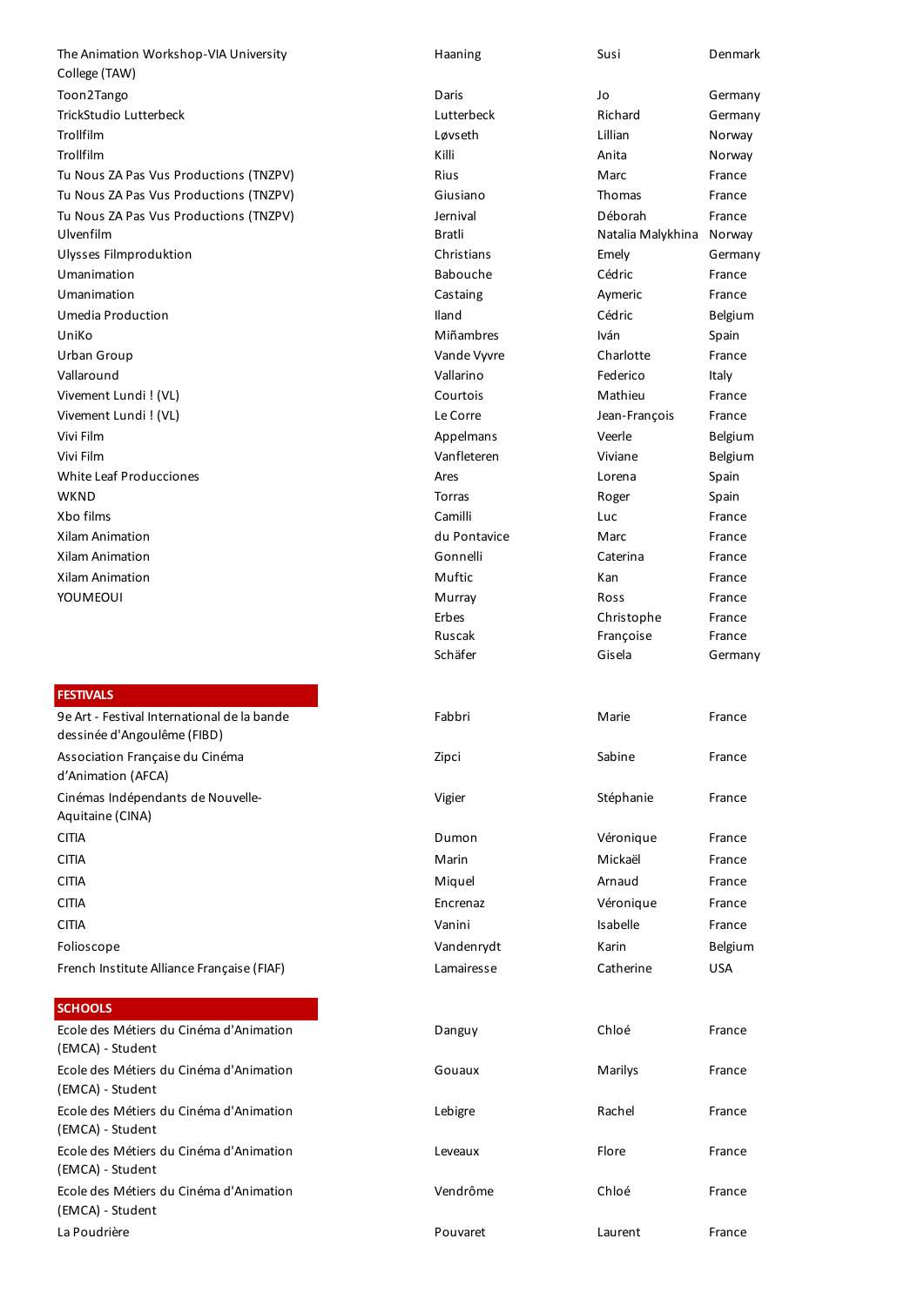| | | | |
|---|---|---|---|
| The Animation Workshop-VIA University College (TAW) | Haaning | Susi | Denmark |
| Toon2Tango | Daris | Jo | Germany |
| TrickStudio Lutterbeck | Lutterbeck | Richard | Germany |
| Trollfilm | Løvseth | Lillian | Norway |
| Trollfilm | Killi | Anita | Norway |
| Tu Nous ZA Pas Vus Productions (TNZPV) | Rius | Marc | France |
| Tu Nous ZA Pas Vus Productions (TNZPV) | Giusiano | Thomas | France |
| Tu Nous ZA Pas Vus Productions (TNZPV) | Jernival | Déborah | France |
| Ulvenfilm | Bratli | Natalia Malykhina | Norway |
| Ulysses Filmproduktion | Christians | Emely | Germany |
| Umanimation | Babouche | Cédric | France |
| Umanimation | Castaing | Aymeric | France |
| Umedia Production | Iland | Cédric | Belgium |
| UniKo | Miñambres | Iván | Spain |
| Urban Group | Vande Vyvre | Charlotte | France |
| Vallaround | Vallarino | Federico | Italy |
| Vivement Lundi ! (VL) | Courtois | Mathieu | France |
| Vivement Lundi ! (VL) | Le Corre | Jean-François | France |
| Vivi Film | Appelmans | Veerle | Belgium |
| Vivi Film | Vanfleteren | Viviane | Belgium |
| White Leaf Producciones | Ares | Lorena | Spain |
| WKND | Torras | Roger | Spain |
| Xbo films | Camilli | Luc | France |
| Xilam Animation | du Pontavice | Marc | France |
| Xilam Animation | Gonnelli | Caterina | France |
| Xilam Animation | Muftic | Kan | France |
| YOUMEOUI | Murray | Ross | France |
| | Erbes | Christophe | France |
| | Ruscak | Françoise | France |
| | Schäfer | Gisela | Germany |

**FESTIVALS**

| | | | |
|---|---|---|---|
| 9e Art - Festival International de la bande dessinée d'Angoulême (FIBD) | Fabbri | Marie | France |
| Association Française du Cinéma d'Animation (AFCA) | Zipci | Sabine | France |
| Cinémas Indépendants de Nouvelle-Aquitaine (CINA) | Vigier | Stéphanie | France |
| CITIA | Dumon | Véronique | France |
| CITIA | Marin | Mickaël | France |
| CITIA | Miquel | Arnaud | France |
| CITIA | Encrenaz | Véronique | France |
| CITIA | Vanini | Isabelle | France |
| Folioscope | Vandenrydt | Karin | Belgium |
| French Institute Alliance Française (FIAF) | Lamairesse | Catherine | USA |

**SCHOOLS**

| | | | |
|---|---|---|---|
| Ecole des Métiers du Cinéma d'Animation (EMCA) - Student | Danguy | Chloé | France |
| Ecole des Métiers du Cinéma d'Animation (EMCA) - Student | Gouaux | Marilys | France |
| Ecole des Métiers du Cinéma d'Animation (EMCA) - Student | Lebigre | Rachel | France |
| Ecole des Métiers du Cinéma d'Animation (EMCA) - Student | Leveaux | Flore | France |
| Ecole des Métiers du Cinéma d'Animation (EMCA) - Student | Vendrôme | Chloé | France |
| La Poudrière | Pouvaret | Laurent | France |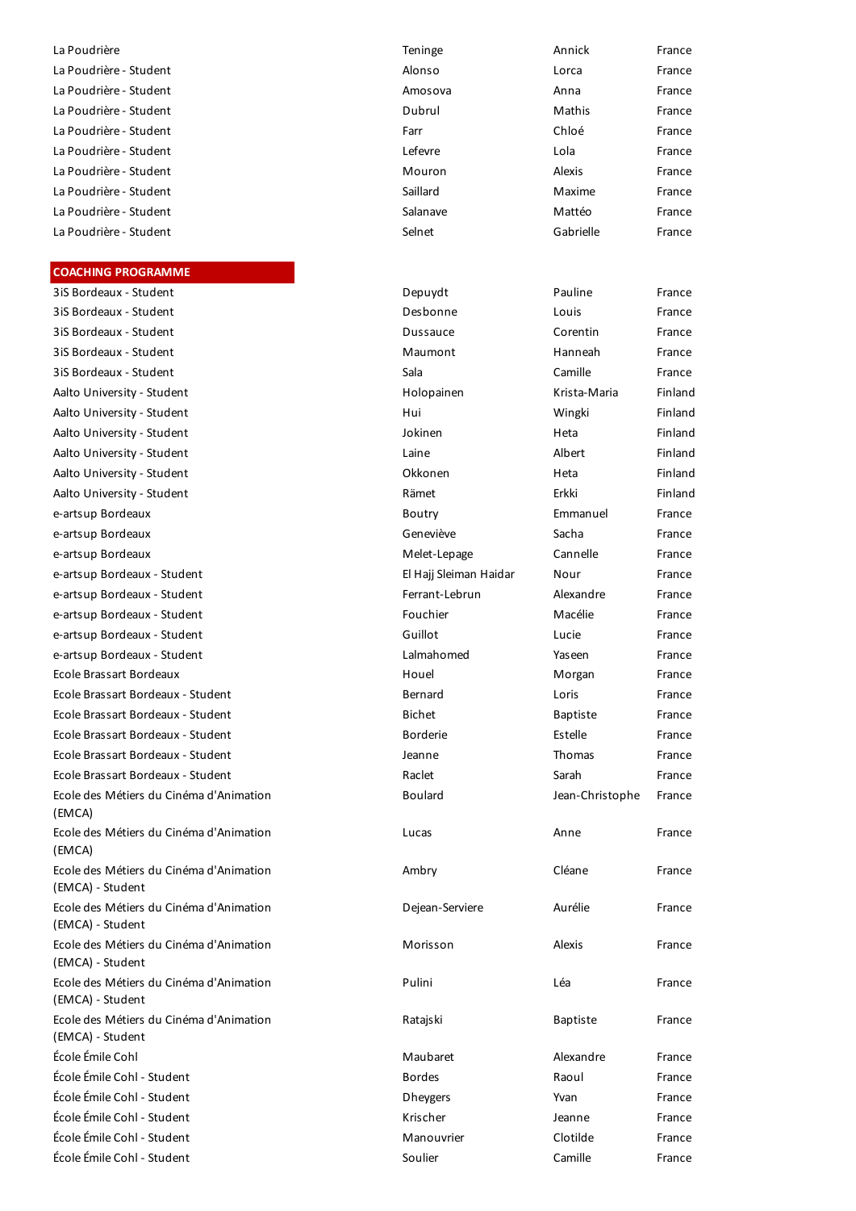| | | | |
|---|---|---|---|
| La Poudrière | Teninge | Annick | France |
| La Poudrière - Student | Alonso | Lorca | France |
| La Poudrière - Student | Amosova | Anna | France |
| La Poudrière - Student | Dubrul | Mathis | France |
| La Poudrière - Student | Farr | Chloé | France |
| La Poudrière - Student | Lefevre | Lola | France |
| La Poudrière - Student | Mouron | Alexis | France |
| La Poudrière - Student | Saillard | Maxime | France |
| La Poudrière - Student | Salanave | Mattéo | France |
| La Poudrière - Student | Selnet | Gabrielle | France |

## COACHING PROGRAMME

| | | | |
|---|---|---|---|
| 3iS Bordeaux - Student | Depuydt | Pauline | France |
| 3iS Bordeaux - Student | Desbonne | Louis | France |
| 3iS Bordeaux - Student | Dussauce | Corentin | France |
| 3iS Bordeaux - Student | Maumont | Hanneah | France |
| 3iS Bordeaux - Student | Sala | Camille | France |
| Aalto University - Student | Holopainen | Krista-Maria | Finland |
| Aalto University - Student | Hui | Wingki | Finland |
| Aalto University - Student | Jokinen | Heta | Finland |
| Aalto University - Student | Laine | Albert | Finland |
| Aalto University - Student | Okkonen | Heta | Finland |
| Aalto University - Student | Rämet | Erkki | Finland |
| e-artsup Bordeaux | Boutry | Emmanuel | France |
| e-artsup Bordeaux | Geneviève | Sacha | France |
| e-artsup Bordeaux | Melet-Lepage | Cannelle | France |
| e-artsup Bordeaux - Student | El Hajj Sleiman Haidar | Nour | France |
| e-artsup Bordeaux - Student | Ferrant-Lebrun | Alexandre | France |
| e-artsup Bordeaux - Student | Fouchier | Macélie | France |
| e-artsup Bordeaux - Student | Guillot | Lucie | France |
| e-artsup Bordeaux - Student | Lalmahomed | Yaseen | France |
| Ecole Brassart Bordeaux | Houel | Morgan | France |
| Ecole Brassart Bordeaux - Student | Bernard | Loris | France |
| Ecole Brassart Bordeaux - Student | Bichet | Baptiste | France |
| Ecole Brassart Bordeaux - Student | Borderie | Estelle | France |
| Ecole Brassart Bordeaux - Student | Jeanne | Thomas | France |
| Ecole Brassart Bordeaux - Student | Raclet | Sarah | France |
| Ecole des Métiers du Cinéma d'Animation (EMCA) | Boulard | Jean-Christophe | France |
| Ecole des Métiers du Cinéma d'Animation (EMCA) | Lucas | Anne | France |
| Ecole des Métiers du Cinéma d'Animation (EMCA) - Student | Ambry | Cléane | France |
| Ecole des Métiers du Cinéma d'Animation (EMCA) - Student | Dejean-Serviere | Aurélie | France |
| Ecole des Métiers du Cinéma d'Animation (EMCA) - Student | Morisson | Alexis | France |
| Ecole des Métiers du Cinéma d'Animation (EMCA) - Student | Pulini | Léa | France |
| Ecole des Métiers du Cinéma d'Animation (EMCA) - Student | Ratajski | Baptiste | France |
| École Émile Cohl | Maubaret | Alexandre | France |
| École Émile Cohl - Student | Bordes | Raoul | France |
| École Émile Cohl - Student | Dheygers | Yvan | France |
| École Émile Cohl - Student | Krischer | Jeanne | France |
| École Émile Cohl - Student | Manouvrier | Clotilde | France |
| École Émile Cohl - Student | Soulier | Camille | France |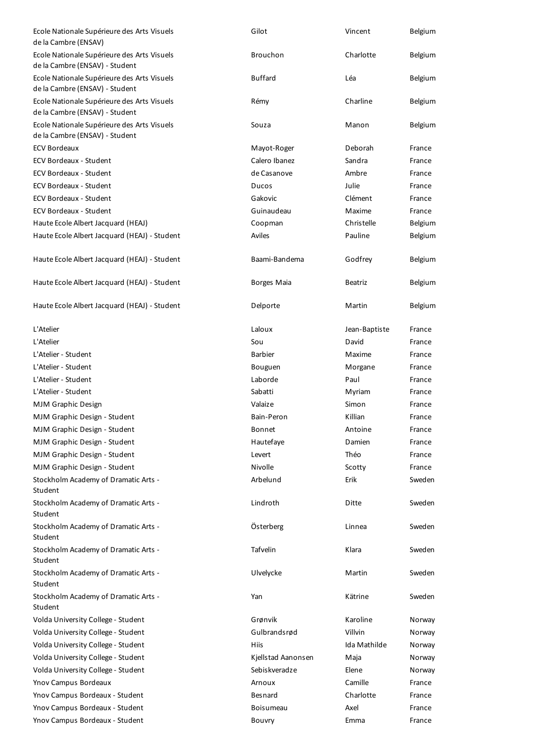| | | | |
|---|---|---|---|
| Ecole Nationale Supérieure des Arts Visuels de la Cambre (ENSAV) | Gilot | Vincent | Belgium |
| Ecole Nationale Supérieure des Arts Visuels de la Cambre (ENSAV) - Student | Brouchon | Charlotte | Belgium |
| Ecole Nationale Supérieure des Arts Visuels de la Cambre (ENSAV) - Student | Buffard | Léa | Belgium |
| Ecole Nationale Supérieure des Arts Visuels de la Cambre (ENSAV) - Student | Rémy | Charline | Belgium |
| Ecole Nationale Supérieure des Arts Visuels de la Cambre (ENSAV) - Student | Souza | Manon | Belgium |
| ECV Bordeaux | Mayot-Roger | Deborah | France |
| ECV Bordeaux - Student | Calero Ibanez | Sandra | France |
| ECV Bordeaux - Student | de Casanove | Ambre | France |
| ECV Bordeaux - Student | Ducos | Julie | France |
| ECV Bordeaux - Student | Gakovic | Clément | France |
| ECV Bordeaux - Student | Guinaudeau | Maxime | France |
| Haute Ecole Albert Jacquard (HEAJ) | Coopman | Christelle | Belgium |
| Haute Ecole Albert Jacquard (HEAJ) - Student | Aviles | Pauline | Belgium |
| Haute Ecole Albert Jacquard (HEAJ) - Student | Baami-Bandema | Godfrey | Belgium |
| Haute Ecole Albert Jacquard (HEAJ) - Student | Borges Maia | Beatriz | Belgium |
| Haute Ecole Albert Jacquard (HEAJ) - Student | Delporte | Martin | Belgium |
| L'Atelier | Laloux | Jean-Baptiste | France |
| L'Atelier | Sou | David | France |
| L'Atelier - Student | Barbier | Maxime | France |
| L'Atelier - Student | Bouguen | Morgane | France |
| L'Atelier - Student | Laborde | Paul | France |
| L'Atelier - Student | Sabatti | Myriam | France |
| MJM Graphic Design | Valaize | Simon | France |
| MJM Graphic Design - Student | Bain-Peron | Killian | France |
| MJM Graphic Design - Student | Bonnet | Antoine | France |
| MJM Graphic Design - Student | Hautefaye | Damien | France |
| MJM Graphic Design - Student | Levert | Théo | France |
| MJM Graphic Design - Student | Nivolle | Scotty | France |
| Stockholm Academy of Dramatic Arts - Student | Arbelund | Erik | Sweden |
| Stockholm Academy of Dramatic Arts - Student | Lindroth | Ditte | Sweden |
| Stockholm Academy of Dramatic Arts - Student | Österberg | Linnea | Sweden |
| Stockholm Academy of Dramatic Arts - Student | Tafvelin | Klara | Sweden |
| Stockholm Academy of Dramatic Arts - Student | Ulvelycke | Martin | Sweden |
| Stockholm Academy of Dramatic Arts - Student | Yan | Kätrine | Sweden |
| Volda University College - Student | Grønvik | Karoline | Norway |
| Volda University College - Student | Gulbrandsrød | Villvin | Norway |
| Volda University College - Student | Hiis | Ida Mathilde | Norway |
| Volda University College - Student | Kjellstad Aanonsen | Maja | Norway |
| Volda University College - Student | Sebiskveradze | Elene | Norway |
| Ynov Campus Bordeaux | Arnoux | Camille | France |
| Ynov Campus Bordeaux - Student | Besnard | Charlotte | France |
| Ynov Campus Bordeaux - Student | Boisumeau | Axel | France |
| Ynov Campus Bordeaux - Student | Bouvry | Emma | France |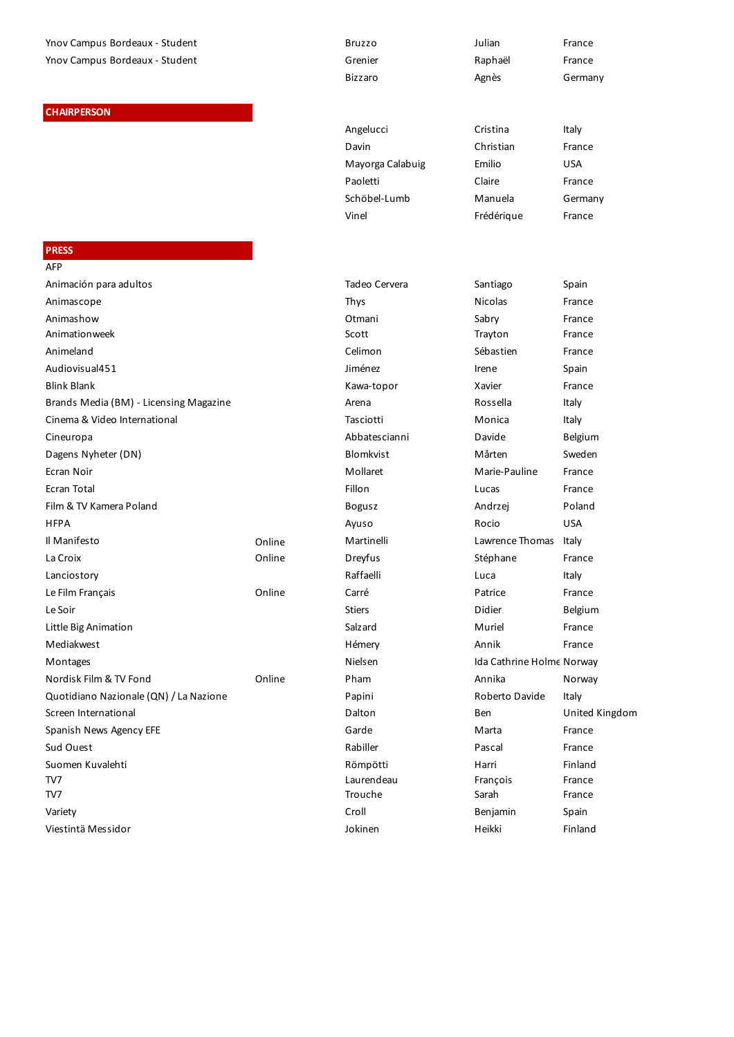| | | | | |
|---|---|---|---|---|
| Ynov Campus Bordeaux - Student | | Bruzzo | Julian | France |
| Ynov Campus Bordeaux - Student | | Grenier | Raphaël | France |
| | | Bizzaro | Agnès | Germany |

## CHAIRPERSON

| | | | | |
|---|---|---|---|---|
| | | Angelucci | Cristina | Italy |
| | | Davin | Christian | France |
| | | Mayorga Calabuig | Emilio | USA |
| | | Paoletti | Claire | France |
| | | Schöbel-Lumb | Manuela | Germany |
| | | Vinel | Frédérique | France |

## PRESS

| | | | | |
|---|---|---|---|---|
| AFP | | | | |
| Animación para adultos | | Tadeo Cervera | Santiago | Spain |
| Animascope | | Thys | Nicolas | France |
| Animashow | | Otmani | Sabry | France |
| Animationweek | | Scott | Trayton | France |
| Animeland | | Celimon | Sébastien | France |
| Audiovisual451 | | Jiménez | Irene | Spain |
| Blink Blank | | Kawa-topor | Xavier | France |
| Brands Media (BM) - Licensing Magazine | | Arena | Rossella | Italy |
| Cinema & Video International | | Tasciotti | Monica | Italy |
| Cineuropa | | Abbatescianni | Davide | Belgium |
| Dagens Nyheter (DN) | | Blomkvist | Mårten | Sweden |
| Ecran Noir | | Mollaret | Marie-Pauline | France |
| Ecran Total | | Fillon | Lucas | France |
| Film & TV Kamera Poland | | Bogusz | Andrzej | Poland |
| HFPA | | Ayuso | Rocio | USA |
| Il Manifesto | Online | Martinelli | Lawrence Thomas | Italy |
| La Croix | Online | Dreyfus | Stéphane | France |
| Lanciostory | | Raffaelli | Luca | Italy |
| Le Film Français | Online | Carré | Patrice | France |
| Le Soir | | Stiers | Didier | Belgium |
| Little Big Animation | | Salzard | Muriel | France |
| Mediakwest | | Hémery | Annik | France |
| Montages | | Nielsen | Ida Cathrine Holme | Norway |
| Nordisk Film & TV Fond | Online | Pham | Annika | Norway |
| Quotidiano Nazionale (QN) / La Nazione | | Papini | Roberto Davide | Italy |
| Screen International | | Dalton | Ben | United Kingdom |
| Spanish News Agency EFE | | Garde | Marta | France |
| Sud Ouest | | Rabiller | Pascal | France |
| Suomen Kuvalehti | | Römpötti | Harri | Finland |
| TV7 | | Laurendeau | François | France |
| TV7 | | Trouche | Sarah | France |
| Variety | | Croll | Benjamin | Spain |
| Viestintä Messidor | | Jokinen | Heikki | Finland |